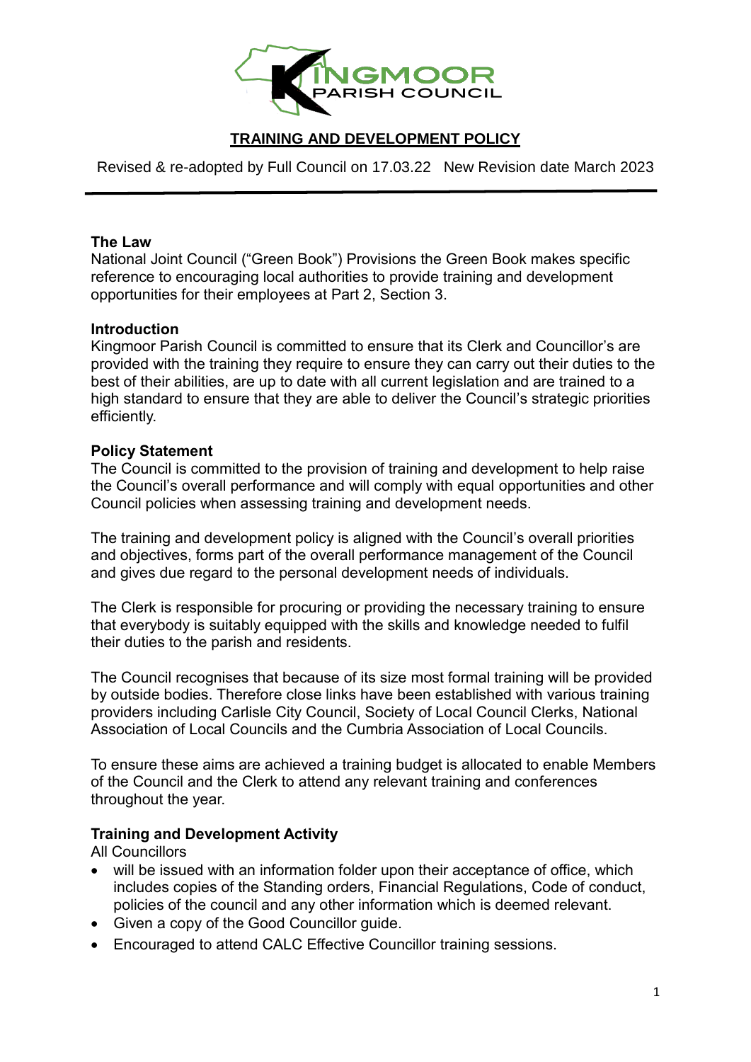KINGMOOR PARISH COUNCIL

# TRAINING AND DEVELOPMENT POLICY

Revised & re-adopted by Full Council on 17.03.22 New Revision date March 2023

---

**The Law**

National Joint Council ("Green Book") Provisions the Green Book makes specific reference to encouraging local authorities to provide training and development opportunities for their employees at Part 2, Section 3.

**Introduction**

Kingmoor Parish Council is committed to ensure that its Clerk and Councillor's are provided with the training they require to ensure they can carry out their duties to the best of their abilities, are up to date with all current legislation and are trained to a high standard to ensure that they are able to deliver the Council's strategic priorities efficiently.

**Policy Statement**

The Council is committed to the provision of training and development to help raise the Council's overall performance and will comply with equal opportunities and other Council policies when assessing training and development needs.

The training and development policy is aligned with the Council's overall priorities and objectives, forms part of the overall performance management of the Council and gives due regard to the personal development needs of individuals.

The Clerk is responsible for procuring or providing the necessary training to ensure that everybody is suitably equipped with the skills and knowledge needed to fulfil their duties to the parish and residents.

The Council recognises that because of its size most formal training will be provided by outside bodies. Therefore close links have been established with various training providers including Carlisle City Council, Society of Local Council Clerks, National Association of Local Councils and the Cumbria Association of Local Councils.

To ensure these aims are achieved a training budget is allocated to enable Members of the Council and the Clerk to attend any relevant training and conferences throughout the year.

**Training and Development Activity**

All Councillors

- will be issued with an information folder upon their acceptance of office, which includes copies of the Standing orders, Financial Regulations, Code of conduct, policies of the council and any other information which is deemed relevant.
- Given a copy of the Good Councillor guide.
- Encouraged to attend CALC Effective Councillor training sessions.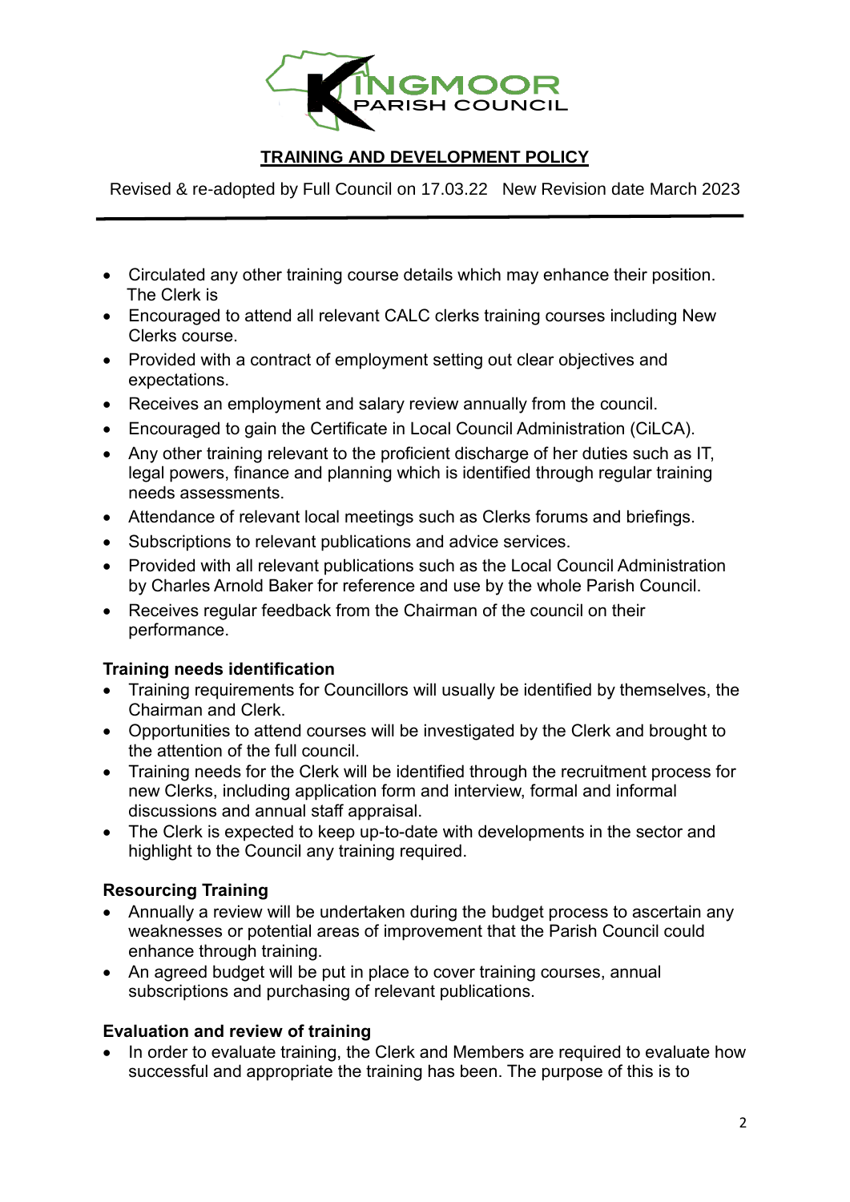# TRAINING AND DEVELOPMENT POLICY

Revised & re-adopted by Full Council on 17.03.22   New Revision date March 2023

- Circulated any other training course details which may enhance their position.

The Clerk is

- Encouraged to attend all relevant CALC clerks training courses including New Clerks course.
- Provided with a contract of employment setting out clear objectives and expectations.
- Receives an employment and salary review annually from the council.
- Encouraged to gain the Certificate in Local Council Administration (CiLCA).
- Any other training relevant to the proficient discharge of her duties such as IT, legal powers, finance and planning which is identified through regular training needs assessments.
- Attendance of relevant local meetings such as Clerks forums and briefings.
- Subscriptions to relevant publications and advice services.
- Provided with all relevant publications such as the Local Council Administration by Charles Arnold Baker for reference and use by the whole Parish Council.
- Receives regular feedback from the Chairman of the council on their performance.

**Training needs identification**

- Training requirements for Councillors will usually be identified by themselves, the Chairman and Clerk.
- Opportunities to attend courses will be investigated by the Clerk and brought to the attention of the full council.
- Training needs for the Clerk will be identified through the recruitment process for new Clerks, including application form and interview, formal and informal discussions and annual staff appraisal.
- The Clerk is expected to keep up-to-date with developments in the sector and highlight to the Council any training required.

**Resourcing Training**

- Annually a review will be undertaken during the budget process to ascertain any weaknesses or potential areas of improvement that the Parish Council could enhance through training.
- An agreed budget will be put in place to cover training courses, annual subscriptions and purchasing of relevant publications.

**Evaluation and review of training**

- In order to evaluate training, the Clerk and Members are required to evaluate how successful and appropriate the training has been. The purpose of this is to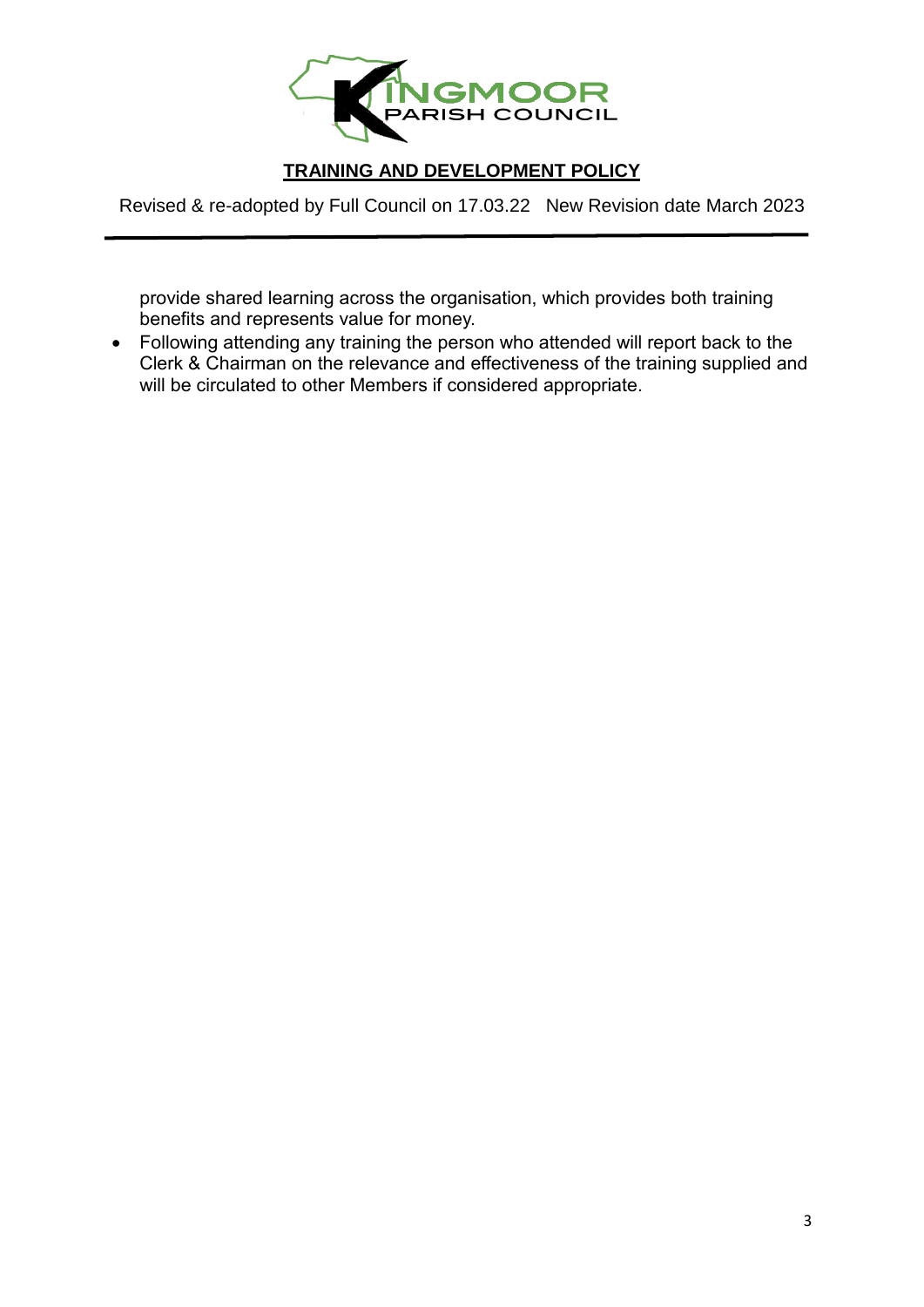provide shared learning across the organisation, which provides both training benefits and represents value for money.

- Following attending any training the person who attended will report back to the Clerk & Chairman on the relevance and effectiveness of the training supplied and will be circulated to other Members if considered appropriate.